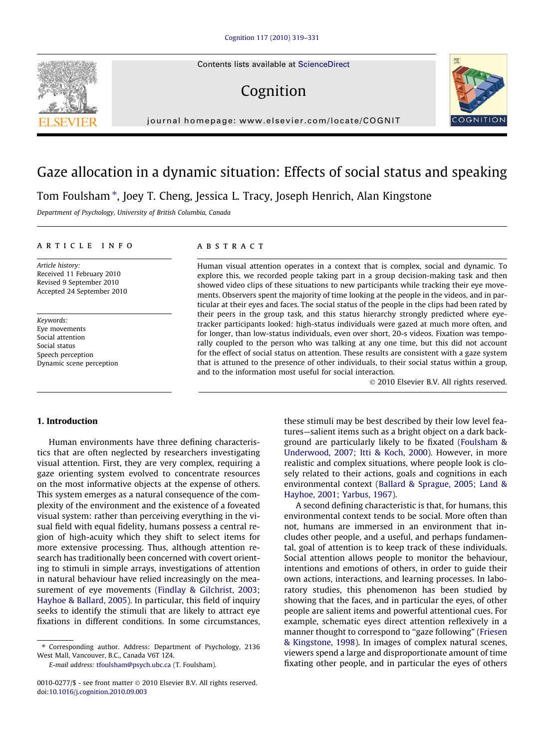# Gaze allocation in a dynamic situation: Effects of social status and speaking

Tom Foulsham *, Joey T. Cheng, Jessica L. Tracy, Joseph Henrich, Alan Kingstone

*Department of Psychology, University of British Columbia, Canada*

## ARTICLE INFO

*Article history:*
Received 11 February 2010
Revised 9 September 2010
Accepted 24 September 2010

*Keywords:*
Eye movements
Social attention
Social status
Speech perception
Dynamic scene perception

## ABSTRACT

Human visual attention operates in a context that is complex, social and dynamic. To explore this, we recorded people taking part in a group decision-making task and then showed video clips of these situations to new participants while tracking their eye movements. Observers spent the majority of time looking at the people in the videos, and in particular at their eyes and faces. The social status of the people in the clips had been rated by their peers in the group task, and this status hierarchy strongly predicted where eye-tracker participants looked: high-status individuals were gazed at much more often, and for longer, than low-status individuals, even over short, 20-s videos. Fixation was temporally coupled to the person who was talking at any one time, but this did not account for the effect of social status on attention. These results are consistent with a gaze system that is attuned to the presence of other individuals, to their social status within a group, and to the information most useful for social interaction.

© 2010 Elsevier B.V. All rights reserved.

## 1. Introduction

Human environments have three defining characteristics that are often neglected by researchers investigating visual attention. First, they are very complex, requiring a gaze orienting system evolved to concentrate resources on the most informative objects at the expense of others. This system emerges as a natural consequence of the complexity of the environment and the existence of a foveated visual system: rather than perceiving everything in the visual field with equal fidelity, humans possess a central region of high-acuity which they shift to select items for more extensive processing. Thus, although attention research has traditionally been concerned with covert orienting to stimuli in simple arrays, investigations of attention in natural behaviour have relied increasingly on the measurement of eye movements (Findlay & Gilchrist, 2003; Hayhoe & Ballard, 2005). In particular, this field of inquiry seeks to identify the stimuli that are likely to attract eye fixations in different conditions. In some circumstances, these stimuli may be best described by their low level features—salient items such as a bright object on a dark background are particularly likely to be fixated (Foulsham & Underwood, 2007; Itti & Koch, 2000). However, in more realistic and complex situations, where people look is closely related to their actions, goals and cognitions in each environmental context (Ballard & Sprague, 2005; Land & Hayhoe, 2001; Yarbus, 1967).

A second defining characteristic is that, for humans, this environmental context tends to be social. More often than not, humans are immersed in an environment that includes other people, and a useful, and perhaps fundamental, goal of attention is to keep track of these individuals. Social attention allows people to monitor the behaviour, intentions and emotions of others, in order to guide their own actions, interactions, and learning processes. In laboratory studies, this phenomenon has been studied by showing that the faces, and in particular the eyes, of other people are salient items and powerful attentional cues. For example, schematic eyes direct attention reflexively in a manner thought to correspond to "gaze following" (Friesen & Kingstone, 1998). In images of complex natural scenes, viewers spend a large and disproportionate amount of time fixating other people, and in particular the eyes of others

* Corresponding author. Address: Department of Psychology, 2136 West Mall, Vancouver, B.C., Canada V6T 1Z4.
*E-mail address:* tfoulsham@psych.ubc.ca (T. Foulsham).

0010-0277/$ - see front matter © 2010 Elsevier B.V. All rights reserved.
doi:10.1016/j.cognition.2010.09.003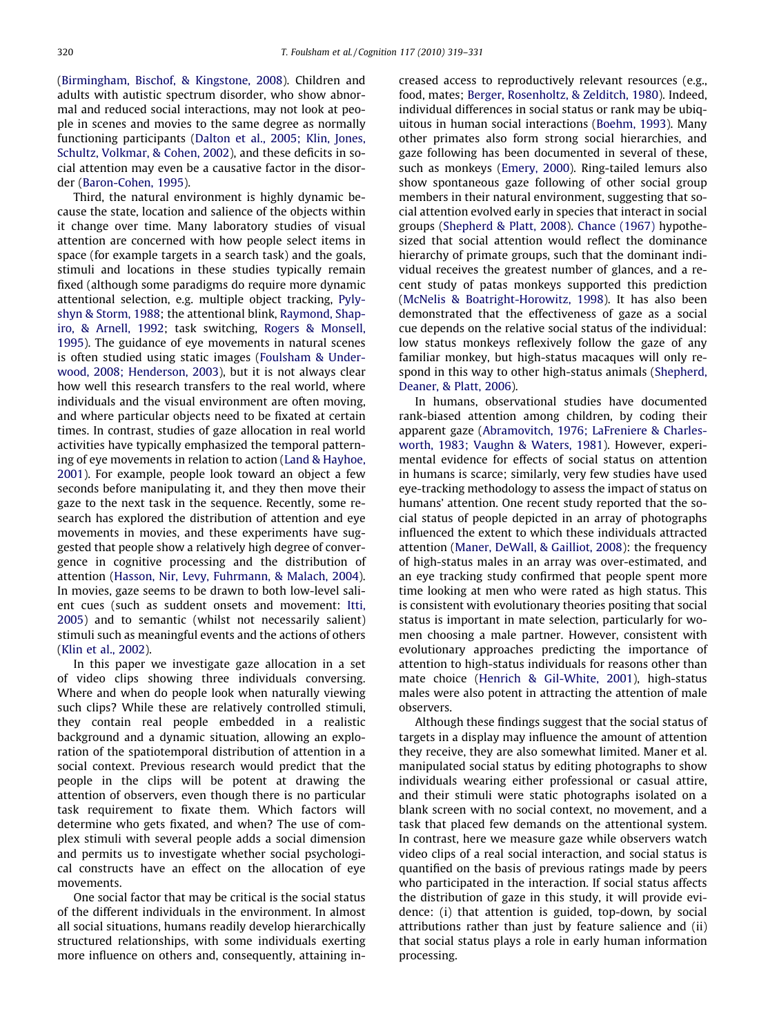(Birmingham, Bischof, & Kingstone, 2008). Children and adults with autistic spectrum disorder, who show abnormal and reduced social interactions, may not look at people in scenes and movies to the same degree as normally functioning participants (Dalton et al., 2005; Klin, Jones, Schultz, Volkmar, & Cohen, 2002), and these deficits in social attention may even be a causative factor in the disorder (Baron-Cohen, 1995).

Third, the natural environment is highly dynamic because the state, location and salience of the objects within it change over time. Many laboratory studies of visual attention are concerned with how people select items in space (for example targets in a search task) and the goals, stimuli and locations in these studies typically remain fixed (although some paradigms do require more dynamic attentional selection, e.g. multiple object tracking, Pylyshyn & Storm, 1988; the attentional blink, Raymond, Shapiro, & Arnell, 1992; task switching, Rogers & Monsell, 1995). The guidance of eye movements in natural scenes is often studied using static images (Foulsham & Underwood, 2008; Henderson, 2003), but it is not always clear how well this research transfers to the real world, where individuals and the visual environment are often moving, and where particular objects need to be fixated at certain times. In contrast, studies of gaze allocation in real world activities have typically emphasized the temporal patterning of eye movements in relation to action (Land & Hayhoe, 2001). For example, people look toward an object a few seconds before manipulating it, and they then move their gaze to the next task in the sequence. Recently, some research has explored the distribution of attention and eye movements in movies, and these experiments have suggested that people show a relatively high degree of convergence in cognitive processing and the distribution of attention (Hasson, Nir, Levy, Fuhrmann, & Malach, 2004). In movies, gaze seems to be drawn to both low-level salient cues (such as suddent onsets and movement: Itti, 2005) and to semantic (whilst not necessarily salient) stimuli such as meaningful events and the actions of others (Klin et al., 2002).

In this paper we investigate gaze allocation in a set of video clips showing three individuals conversing. Where and when do people look when naturally viewing such clips? While these are relatively controlled stimuli, they contain real people embedded in a realistic background and a dynamic situation, allowing an exploration of the spatiotemporal distribution of attention in a social context. Previous research would predict that the people in the clips will be potent at drawing the attention of observers, even though there is no particular task requirement to fixate them. Which factors will determine who gets fixated, and when? The use of complex stimuli with several people adds a social dimension and permits us to investigate whether social psychological constructs have an effect on the allocation of eye movements.

One social factor that may be critical is the social status of the different individuals in the environment. In almost all social situations, humans readily develop hierarchically structured relationships, with some individuals exerting more influence on others and, consequently, attaining increased access to reproductively relevant resources (e.g., food, mates; Berger, Rosenholtz, & Zelditch, 1980). Indeed, individual differences in social status or rank may be ubiquitous in human social interactions (Boehm, 1993). Many other primates also form strong social hierarchies, and gaze following has been documented in several of these, such as monkeys (Emery, 2000). Ring-tailed lemurs also show spontaneous gaze following of other social group members in their natural environment, suggesting that social attention evolved early in species that interact in social groups (Shepherd & Platt, 2008). Chance (1967) hypothesized that social attention would reflect the dominance hierarchy of primate groups, such that the dominant individual receives the greatest number of glances, and a recent study of patas monkeys supported this prediction (McNelis & Boatright-Horowitz, 1998). It has also been demonstrated that the effectiveness of gaze as a social cue depends on the relative social status of the individual: low status monkeys reflexively follow the gaze of any familiar monkey, but high-status macaques will only respond in this way to other high-status animals (Shepherd, Deaner, & Platt, 2006).

In humans, observational studies have documented rank-biased attention among children, by coding their apparent gaze (Abramovitch, 1976; LaFreniere & Charlesworth, 1983; Vaughn & Waters, 1981). However, experimental evidence for effects of social status on attention in humans is scarce; similarly, very few studies have used eye-tracking methodology to assess the impact of status on humans' attention. One recent study reported that the social status of people depicted in an array of photographs influenced the extent to which these individuals attracted attention (Maner, DeWall, & Gailliot, 2008): the frequency of high-status males in an array was over-estimated, and an eye tracking study confirmed that people spent more time looking at men who were rated as high status. This is consistent with evolutionary theories positing that social status is important in mate selection, particularly for women choosing a male partner. However, consistent with evolutionary approaches predicting the importance of attention to high-status individuals for reasons other than mate choice (Henrich & Gil-White, 2001), high-status males were also potent in attracting the attention of male observers.

Although these findings suggest that the social status of targets in a display may influence the amount of attention they receive, they are also somewhat limited. Maner et al. manipulated social status by editing photographs to show individuals wearing either professional or casual attire, and their stimuli were static photographs isolated on a blank screen with no social context, no movement, and a task that placed few demands on the attentional system. In contrast, here we measure gaze while observers watch video clips of a real social interaction, and social status is quantified on the basis of previous ratings made by peers who participated in the interaction. If social status affects the distribution of gaze in this study, it will provide evidence: (i) that attention is guided, top-down, by social attributions rather than just by feature salience and (ii) that social status plays a role in early human information processing.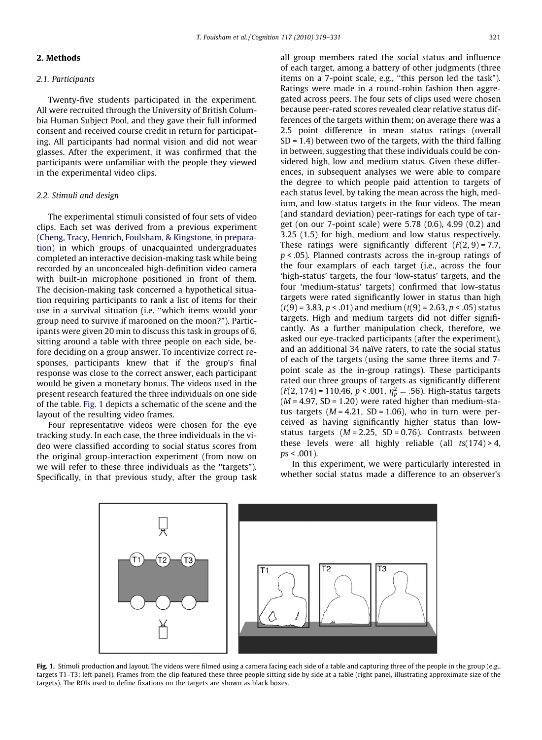## 2. Methods

### 2.1. Participants

Twenty-five students participated in the experiment. All were recruited through the University of British Columbia Human Subject Pool, and they gave their full informed consent and received course credit in return for participating. All participants had normal vision and did not wear glasses. After the experiment, it was confirmed that the participants were unfamiliar with the people they viewed in the experimental video clips.

### 2.2. Stimuli and design

The experimental stimuli consisted of four sets of video clips. Each set was derived from a previous experiment (Cheng, Tracy, Henrich, Foulsham, & Kingstone, in preparation) in which groups of unacquainted undergraduates completed an interactive decision-making task while being recorded by an unconcealed high-definition video camera with built-in microphone positioned in front of them. The decision-making task concerned a hypothetical situation requiring participants to rank a list of items for their use in a survival situation (i.e. "which items would your group need to survive if marooned on the moon?"). Participants were given 20 min to discuss this task in groups of 6, sitting around a table with three people on each side, before deciding on a group answer. To incentivize correct responses, participants knew that if the group's final response was close to the correct answer, each participant would be given a monetary bonus. The videos used in the present research featured the three individuals on one side of the table. Fig. 1 depicts a schematic of the scene and the layout of the resulting video frames.

Four representative videos were chosen for the eye tracking study. In each case, the three individuals in the video were classified according to social status scores from the original group-interaction experiment (from now on we will refer to these three individuals as the "targets"). Specifically, in that previous study, after the group task all group members rated the social status and influence of each target, among a battery of other judgments (three items on a 7-point scale, e.g., "this person led the task"). Ratings were made in a round-robin fashion then aggregated across peers. The four sets of clips used were chosen because peer-rated scores revealed clear relative status differences of the targets within them; on average there was a 2.5 point difference in mean status ratings (overall SD = 1.4) between two of the targets, with the third falling in between, suggesting that these individuals could be considered high, low and medium status. Given these differences, in subsequent analyses we were able to compare the degree to which people paid attention to targets of each status level, by taking the mean across the high, medium, and low-status targets in the four videos. The mean (and standard deviation) peer-ratings for each type of target (on our 7-point scale) were 5.78 (0.6), 4.99 (0.2) and 3.25 (1.5) for high, medium and low status respectively. These ratings were significantly different ($F(2, 9) = 7.7$, $p < .05$). Planned contrasts across the in-group ratings of the four exemplars of each target (i.e., across the four 'high-status' targets, the four 'low-status' targets, and the four 'medium-status' targets) confirmed that low-status targets were rated significantly lower in status than high ($t(9) = 3.83$, $p < .01$) and medium ($t(9) = 2.63$, $p < .05$) status targets. High and medium targets did not differ significantly. As a further manipulation check, therefore, we asked our eye-tracked participants (after the experiment), and an additional 34 naïve raters, to rate the social status of each of the targets (using the same three items and 7-point scale as the in-group ratings). These participants rated our three groups of targets as significantly different ($F(2, 174) = 110.46$, $p < .001$, $\eta_p^2 = .56$). High-status targets ($M = 4.97$, $SD = 1.20$) were rated higher than medium-status targets ($M = 4.21$, $SD = 1.06$), who in turn were perceived as having significantly higher status than low-status targets ($M = 2.25$, $SD = 0.76$). Contrasts between these levels were all highly reliable (all $ts(174) > 4$, $ps < .001$).

In this experiment, we were particularly interested in whether social status made a difference to an observer's

**Fig. 1.** Stimuli production and layout. The videos were filmed using a camera facing each side of a table and capturing three of the people in the group (e.g., targets T1–T3; left panel). Frames from the clip featured these three people sitting side by side at a table (right panel, illustrating approximate size of the targets). The ROIs used to define fixations on the targets are shown as black boxes.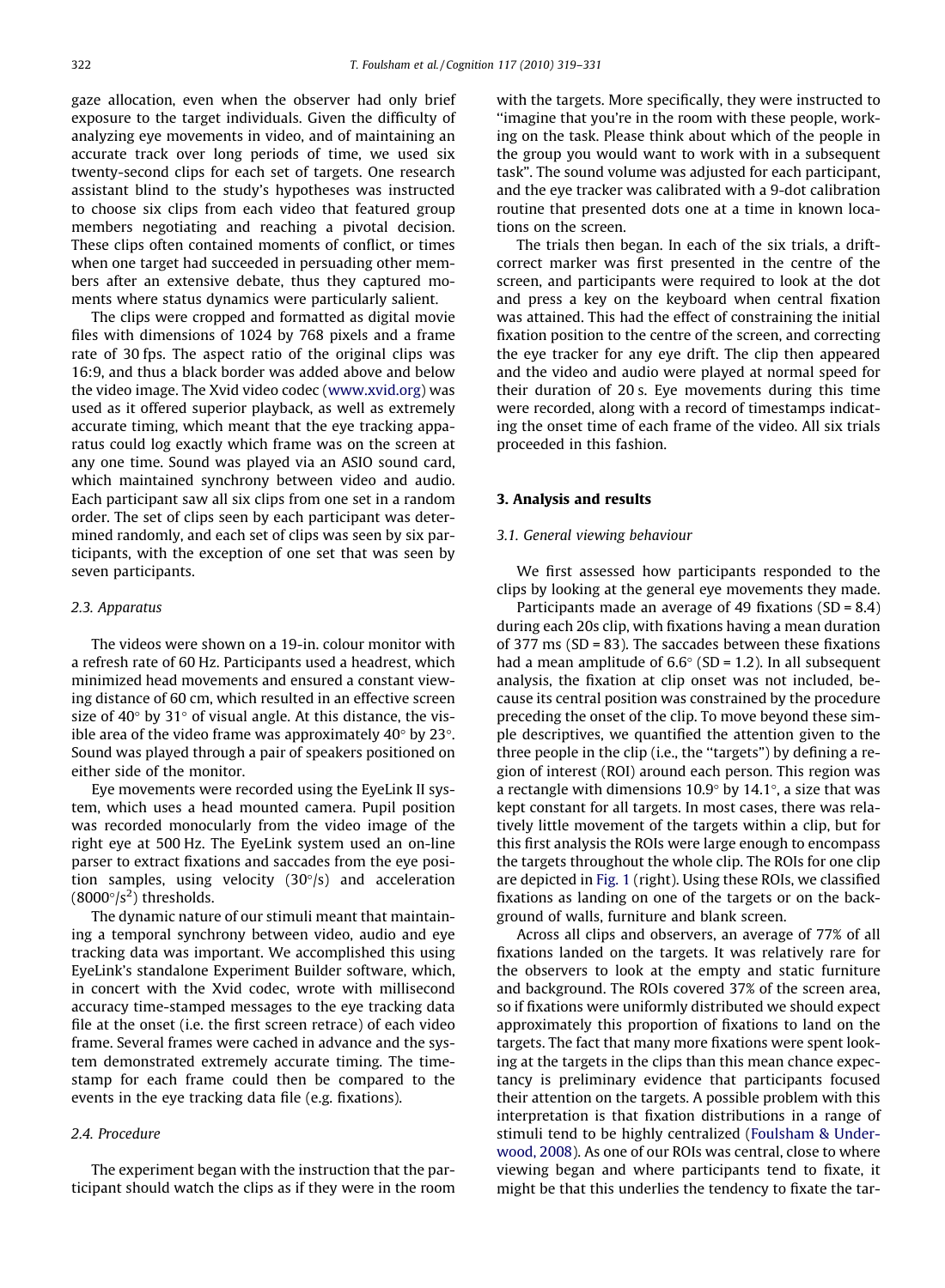gaze allocation, even when the observer had only brief exposure to the target individuals. Given the difficulty of analyzing eye movements in video, and of maintaining an accurate track over long periods of time, we used six twenty-second clips for each set of targets. One research assistant blind to the study's hypotheses was instructed to choose six clips from each video that featured group members negotiating and reaching a pivotal decision. These clips often contained moments of conflict, or times when one target had succeeded in persuading other members after an extensive debate, thus they captured moments where status dynamics were particularly salient.

The clips were cropped and formatted as digital movie files with dimensions of 1024 by 768 pixels and a frame rate of 30 fps. The aspect ratio of the original clips was 16:9, and thus a black border was added above and below the video image. The Xvid video codec (www.xvid.org) was used as it offered superior playback, as well as extremely accurate timing, which meant that the eye tracking apparatus could log exactly which frame was on the screen at any one time. Sound was played via an ASIO sound card, which maintained synchrony between video and audio. Each participant saw all six clips from one set in a random order. The set of clips seen by each participant was determined randomly, and each set of clips was seen by six participants, with the exception of one set that was seen by seven participants.

### 2.3. Apparatus

The videos were shown on a 19-in. colour monitor with a refresh rate of 60 Hz. Participants used a headrest, which minimized head movements and ensured a constant viewing distance of 60 cm, which resulted in an effective screen size of 40° by 31° of visual angle. At this distance, the visible area of the video frame was approximately 40° by 23°. Sound was played through a pair of speakers positioned on either side of the monitor.

Eye movements were recorded using the EyeLink II system, which uses a head mounted camera. Pupil position was recorded monocularly from the video image of the right eye at 500 Hz. The EyeLink system used an on-line parser to extract fixations and saccades from the eye position samples, using velocity (30°/s) and acceleration (8000°/s$^2$) thresholds.

The dynamic nature of our stimuli meant that maintaining a temporal synchrony between video, audio and eye tracking data was important. We accomplished this using EyeLink's standalone Experiment Builder software, which, in concert with the Xvid codec, wrote with millisecond accuracy time-stamped messages to the eye tracking data file at the onset (i.e. the first screen retrace) of each video frame. Several frames were cached in advance and the system demonstrated extremely accurate timing. The timestamp for each frame could then be compared to the events in the eye tracking data file (e.g. fixations).

### 2.4. Procedure

The experiment began with the instruction that the participant should watch the clips as if they were in the room with the targets. More specifically, they were instructed to "imagine that you're in the room with these people, working on the task. Please think about which of the people in the group you would want to work with in a subsequent task". The sound volume was adjusted for each participant, and the eye tracker was calibrated with a 9-dot calibration routine that presented dots one at a time in known locations on the screen.

The trials then began. In each of the six trials, a drift-correct marker was first presented in the centre of the screen, and participants were required to look at the dot and press a key on the keyboard when central fixation was attained. This had the effect of constraining the initial fixation position to the centre of the screen, and correcting the eye tracker for any eye drift. The clip then appeared and the video and audio were played at normal speed for their duration of 20 s. Eye movements during this time were recorded, along with a record of timestamps indicating the onset time of each frame of the video. All six trials proceeded in this fashion.

## 3. Analysis and results

### 3.1. General viewing behaviour

We first assessed how participants responded to the clips by looking at the general eye movements they made.

Participants made an average of 49 fixations (SD = 8.4) during each 20s clip, with fixations having a mean duration of 377 ms (SD = 83). The saccades between these fixations had a mean amplitude of 6.6° (SD = 1.2). In all subsequent analysis, the fixation at clip onset was not included, because its central position was constrained by the procedure preceding the onset of the clip. To move beyond these simple descriptives, we quantified the attention given to the three people in the clip (i.e., the "targets") by defining a region of interest (ROI) around each person. This region was a rectangle with dimensions 10.9° by 14.1°, a size that was kept constant for all targets. In most cases, there was relatively little movement of the targets within a clip, but for this first analysis the ROIs were large enough to encompass the targets throughout the whole clip. The ROIs for one clip are depicted in Fig. 1 (right). Using these ROIs, we classified fixations as landing on one of the targets or on the background of walls, furniture and blank screen.

Across all clips and observers, an average of 77% of all fixations landed on the targets. It was relatively rare for the observers to look at the empty and static furniture and background. The ROIs covered 37% of the screen area, so if fixations were uniformly distributed we should expect approximately this proportion of fixations to land on the targets. The fact that many more fixations were spent looking at the targets in the clips than this mean chance expectancy is preliminary evidence that participants focused their attention on the targets. A possible problem with this interpretation is that fixation distributions in a range of stimuli tend to be highly centralized (Foulsham & Underwood, 2008). As one of our ROIs was central, close to where viewing began and where participants tend to fixate, it might be that this underlies the tendency to fixate the tar-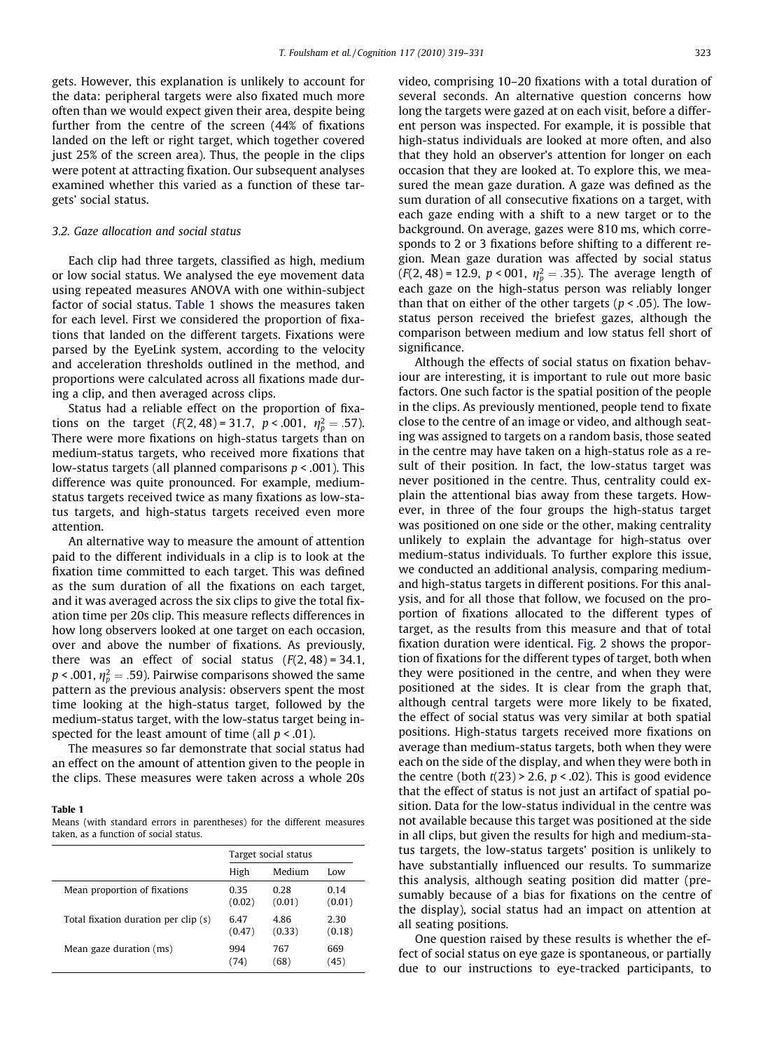gets. However, this explanation is unlikely to account for the data: peripheral targets were also fixated much more often than we would expect given their area, despite being further from the centre of the screen (44% of fixations landed on the left or right target, which together covered just 25% of the screen area). Thus, the people in the clips were potent at attracting fixation. Our subsequent analyses examined whether this varied as a function of these targets' social status.

### 3.2. Gaze allocation and social status

Each clip had three targets, classified as high, medium or low social status. We analysed the eye movement data using repeated measures ANOVA with one within-subject factor of social status. Table 1 shows the measures taken for each level. First we considered the proportion of fixations that landed on the different targets. Fixations were parsed by the EyeLink system, according to the velocity and acceleration thresholds outlined in the method, and proportions were calculated across all fixations made during a clip, and then averaged across clips.

Status had a reliable effect on the proportion of fixations on the target ($F(2, 48) = 31.7$, $p < .001$, $\eta_p^2 = .57$). There were more fixations on high-status targets than on medium-status targets, who received more fixations that low-status targets (all planned comparisons $p < .001$). This difference was quite pronounced. For example, medium-status targets received twice as many fixations as low-status targets, and high-status targets received even more attention.

An alternative way to measure the amount of attention paid to the different individuals in a clip is to look at the fixation time committed to each target. This was defined as the sum duration of all the fixations on each target, and it was averaged across the six clips to give the total fixation time per 20s clip. This measure reflects differences in how long observers looked at one target on each occasion, over and above the number of fixations. As previously, there was an effect of social status ($F(2, 48) = 34.1$, $p < .001$, $\eta_p^2 = .59$). Pairwise comparisons showed the same pattern as the previous analysis: observers spent the most time looking at the high-status target, followed by the medium-status target, with the low-status target being inspected for the least amount of time (all $p < .01$).

The measures so far demonstrate that social status had an effect on the amount of attention given to the people in the clips. These measures were taken across a whole 20s video, comprising 10–20 fixations with a total duration of several seconds. An alternative question concerns how long the targets were gazed at on each visit, before a different person was inspected. For example, it is possible that high-status individuals are looked at more often, and also that they hold an observer's attention for longer on each occasion that they are looked at. To explore this, we measured the mean gaze duration. A gaze was defined as the sum duration of all consecutive fixations on a target, with each gaze ending with a shift to a new target or to the background. On average, gazes were 810 ms, which corresponds to 2 or 3 fixations before shifting to a different region. Mean gaze duration was affected by social status ($F(2, 48) = 12.9$, $p < 001$, $\eta_p^2 = .35$). The average length of each gaze on the high-status person was reliably longer than that on either of the other targets ($p < .05$). The low-status person received the briefest gazes, although the comparison between medium and low status fell short of significance.

Although the effects of social status on fixation behaviour are interesting, it is important to rule out more basic factors. One such factor is the spatial position of the people in the clips. As previously mentioned, people tend to fixate close to the centre of an image or video, and although seating was assigned to targets on a random basis, those seated in the centre may have taken on a high-status role as a result of their position. In fact, the low-status target was never positioned in the centre. Thus, centrality could explain the attentional bias away from these targets. However, in three of the four groups the high-status target was positioned on one side or the other, making centrality unlikely to explain the advantage for high-status over medium-status individuals. To further explore this issue, we conducted an additional analysis, comparing medium- and high-status targets in different positions. For this analysis, and for all those that follow, we focused on the proportion of fixations allocated to the different types of target, as the results from this measure and that of total fixation duration were identical. Fig. 2 shows the proportion of fixations for the different types of target, both when they were positioned in the centre, and when they were positioned at the sides. It is clear from the graph that, although central targets were more likely to be fixated, the effect of social status was very similar at both spatial positions. High-status targets received more fixations on average than medium-status targets, both when they were each on the side of the display, and when they were both in the centre (both $t(23) > 2.6$, $p < .02$). This is good evidence that the effect of status is not just an artifact of spatial position. Data for the low-status individual in the centre was not available because this target was positioned at the side in all clips, but given the results for high and medium-status targets, the low-status targets' position is unlikely to have substantially influenced our results. To summarize this analysis, although seating position did matter (presumably because of a bias for fixations on the centre of the display), social status had an impact on attention at all seating positions.

One question raised by these results is whether the effect of social status on eye gaze is spontaneous, or partially due to our instructions to eye-tracked participants, to

**Table 1**
Means (with standard errors in parentheses) for the different measures taken, as a function of social status.

| | Target social status | | |
|---|---|---|---|
| | High | Medium | Low |
| Mean proportion of fixations | 0.35 (0.02) | 0.28 (0.01) | 0.14 (0.01) |
| Total fixation duration per clip (s) | 6.47 (0.47) | 4.86 (0.33) | 2.30 (0.18) |
| Mean gaze duration (ms) | 994 (74) | 767 (68) | 669 (45) |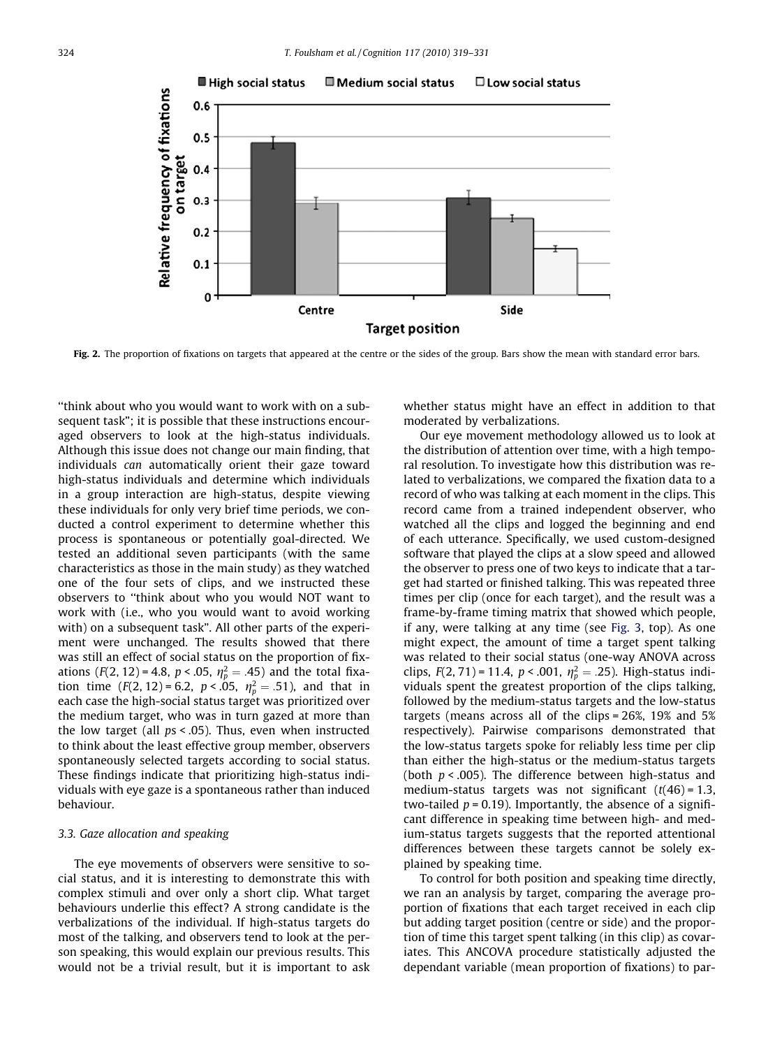■ High social status ■ Medium social status □ Low social status

Relative frequency of fixations on target

0.6
0.5
0.4
0.3
0.2
0.1
0

Centre

Side

Target position

**Fig. 2.** The proportion of fixations on targets that appeared at the centre or the sides of the group. Bars show the mean with standard error bars.

"think about who you would want to work with on a subsequent task"; it is possible that these instructions encouraged observers to look at the high-status individuals. Although this issue does not change our main finding, that individuals *can* automatically orient their gaze toward high-status individuals and determine which individuals in a group interaction are high-status, despite viewing these individuals for only very brief time periods, we conducted a control experiment to determine whether this process is spontaneous or potentially goal-directed. We tested an additional seven participants (with the same characteristics as those in the main study) as they watched one of the four sets of clips, and we instructed these observers to "think about who you would NOT want to work with (i.e., who you would want to avoid working with) on a subsequent task". All other parts of the experiment were unchanged. The results showed that there was still an effect of social status on the proportion of fixations ($F(2, 12) = 4.8$, $p < .05$, $\eta_p^2 = .45$) and the total fixation time ($F(2, 12) = 6.2$, $p < .05$, $\eta_p^2 = .51$), and that in each case the high-social status target was prioritized over the medium target, who was in turn gazed at more than the low target (all $p$s < .05). Thus, even when instructed to think about the least effective group member, observers spontaneously selected targets according to social status. These findings indicate that prioritizing high-status individuals with eye gaze is a spontaneous rather than induced behaviour.

### 3.3. Gaze allocation and speaking

The eye movements of observers were sensitive to social status, and it is interesting to demonstrate this with complex stimuli and over only a short clip. What target behaviours underlie this effect? A strong candidate is the verbalizations of the individual. If high-status targets do most of the talking, and observers tend to look at the person speaking, this would explain our previous results. This would not be a trivial result, but it is important to ask whether status might have an effect in addition to that moderated by verbalizations.

Our eye movement methodology allowed us to look at the distribution of attention over time, with a high temporal resolution. To investigate how this distribution was related to verbalizations, we compared the fixation data to a record of who was talking at each moment in the clips. This record came from a trained independent observer, who watched all the clips and logged the beginning and end of each utterance. Specifically, we used custom-designed software that played the clips at a slow speed and allowed the observer to press one of two keys to indicate that a target had started or finished talking. This was repeated three times per clip (once for each target), and the result was a frame-by-frame timing matrix that showed which people, if any, were talking at any time (see Fig. 3, top). As one might expect, the amount of time a target spent talking was related to their social status (one-way ANOVA across clips, $F(2, 71) = 11.4$, $p < .001$, $\eta_p^2 = .25$). High-status individuals spent the greatest proportion of the clips talking, followed by the medium-status targets and the low-status targets (means across all of the clips = 26%, 19% and 5% respectively). Pairwise comparisons demonstrated that the low-status targets spoke for reliably less time per clip than either the high-status or the medium-status targets (both $p < .005$). The difference between high-status and medium-status targets was not significant ($t(46) = 1.3$, two-tailed $p = 0.19$). Importantly, the absence of a significant difference in speaking time between high- and medium-status targets suggests that the reported attentional differences between these targets cannot be solely explained by speaking time.

To control for both position and speaking time directly, we ran an analysis by target, comparing the average proportion of fixations that each target received in each clip but adding target position (centre or side) and the proportion of time this target spent talking (in this clip) as covariates. This ANCOVA procedure statistically adjusted the dependant variable (mean proportion of fixations) to par-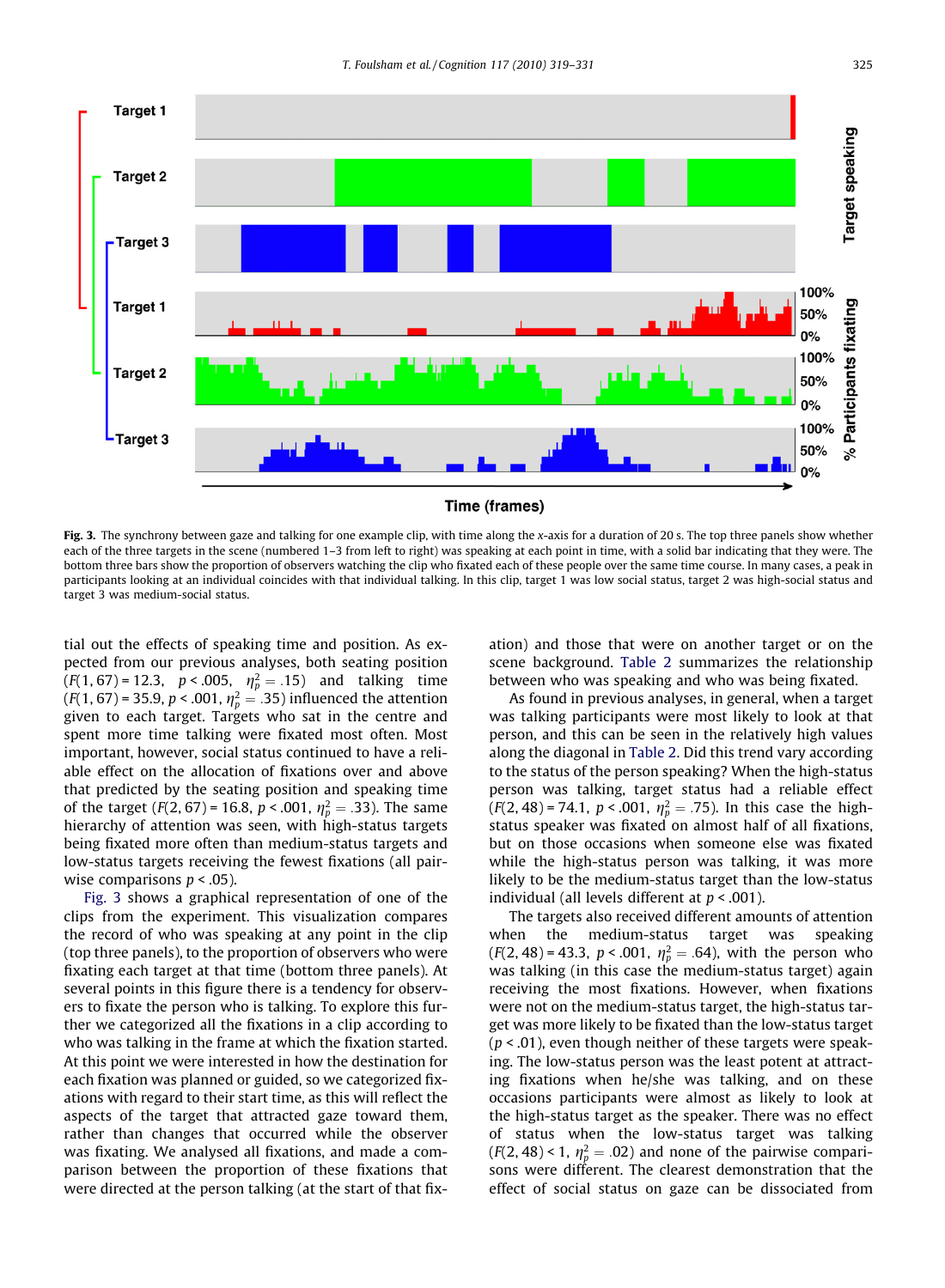Fig. 3. The synchrony between gaze and talking for one example clip, with time along the x-axis for a duration of 20 s. The top three panels show whether each of the three targets in the scene (numbered 1–3 from left to right) was speaking at each point in time, with a solid bar indicating that they were. The bottom three bars show the proportion of observers watching the clip who fixated each of these people over the same time course. In many cases, a peak in participants looking at an individual coincides with that individual talking. In this clip, target 1 was low social status, target 2 was high-social status and target 3 was medium-social status.

tial out the effects of speaking time and position. As expected from our previous analyses, both seating position ($F(1, 67) = 12.3$, $p < .005$, $\eta_p^2 = .15$) and talking time ($F(1, 67) = 35.9$, $p < .001$, $\eta_p^2 = .35$) influenced the attention given to each target. Targets who sat in the centre and spent more time talking were fixated most often. Most important, however, social status continued to have a reliable effect on the allocation of fixations over and above that predicted by the seating position and speaking time of the target ($F(2, 67) = 16.8$, $p < .001$, $\eta_p^2 = .33$). The same hierarchy of attention was seen, with high-status targets being fixated more often than medium-status targets and low-status targets receiving the fewest fixations (all pairwise comparisons $p < .05$).

Fig. 3 shows a graphical representation of one of the clips from the experiment. This visualization compares the record of who was speaking at any point in the clip (top three panels), to the proportion of observers who were fixating each target at that time (bottom three panels). At several points in this figure there is a tendency for observers to fixate the person who is talking. To explore this further we categorized all the fixations in a clip according to who was talking in the frame at which the fixation started. At this point we were interested in how the destination for each fixation was planned or guided, so we categorized fixations with regard to their start time, as this will reflect the aspects of the target that attracted gaze toward them, rather than changes that occurred while the observer was fixating. We analysed all fixations, and made a comparison between the proportion of these fixations that were directed at the person talking (at the start of that fixation) and those that were on another target or on the scene background. Table 2 summarizes the relationship between who was speaking and who was being fixated.

As found in previous analyses, in general, when a target was talking participants were most likely to look at that person, and this can be seen in the relatively high values along the diagonal in Table 2. Did this trend vary according to the status of the person speaking? When the high-status person was talking, target status had a reliable effect ($F(2, 48) = 74.1$, $p < .001$, $\eta_p^2 = .75$). In this case the high-status speaker was fixated on almost half of all fixations, but on those occasions when someone else was fixated while the high-status person was talking, it was more likely to be the medium-status target than the low-status individual (all levels different at $p < .001$).

The targets also received different amounts of attention when the medium-status target was speaking ($F(2, 48) = 43.3$, $p < .001$, $\eta_p^2 = .64$), with the person who was talking (in this case the medium-status target) again receiving the most fixations. However, when fixations were not on the medium-status target, the high-status target was more likely to be fixated than the low-status target ($p < .01$), even though neither of these targets were speaking. The low-status person was the least potent at attracting fixations when he/she was talking, and on these occasions participants were almost as likely to look at the high-status target as the speaker. There was no effect of status when the low-status target was talking ($F(2, 48) < 1$, $\eta_p^2 = .02$) and none of the pairwise comparisons were different. The clearest demonstration that the effect of social status on gaze can be dissociated from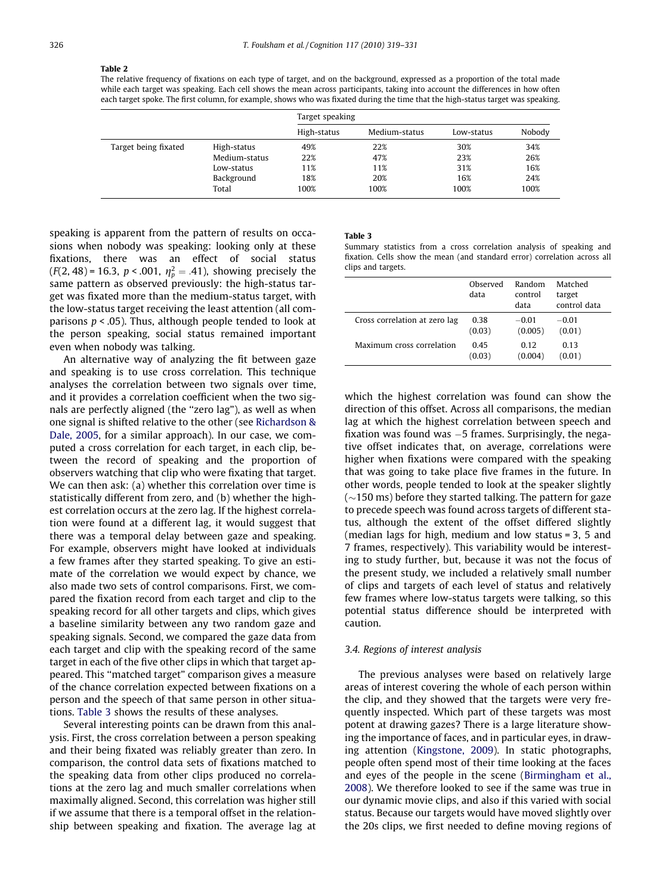**Table 2**
The relative frequency of fixations on each type of target, and on the background, expressed as a proportion of the total made while each target was speaking. Each cell shows the mean across participants, taking into account the differences in how often each target spoke. The first column, for example, shows who was fixated during the time that the high-status target was speaking.

| | | Target speaking | | | |
|---|---|---|---|---|---|
| | | High-status | Medium-status | Low-status | Nobody |
| Target being fixated | High-status | 49% | 22% | 30% | 34% |
| | Medium-status | 22% | 47% | 23% | 26% |
| | Low-status | 11% | 11% | 31% | 16% |
| | Background | 18% | 20% | 16% | 24% |
| | Total | 100% | 100% | 100% | 100% |

speaking is apparent from the pattern of results on occasions when nobody was speaking: looking only at these fixations, there was an effect of social status ($F(2, 48) = 16.3$, $p < .001$, $\eta_p^2 = .41$), showing precisely the same pattern as observed previously: the high-status target was fixated more than the medium-status target, with the low-status target receiving the least attention (all comparisons $p < .05$). Thus, although people tended to look at the person speaking, social status remained important even when nobody was talking.

An alternative way of analyzing the fit between gaze and speaking is to use cross correlation. This technique analyses the correlation between two signals over time, and it provides a correlation coefficient when the two signals are perfectly aligned (the "zero lag"), as well as when one signal is shifted relative to the other (see Richardson & Dale, 2005, for a similar approach). In our case, we computed a cross correlation for each target, in each clip, between the record of speaking and the proportion of observers watching that clip who were fixating that target. We can then ask: (a) whether this correlation over time is statistically different from zero, and (b) whether the highest correlation occurs at the zero lag. If the highest correlation were found at a different lag, it would suggest that there was a temporal delay between gaze and speaking. For example, observers might have looked at individuals a few frames after they started speaking. To give an estimate of the correlation we would expect by chance, we also made two sets of control comparisons. First, we compared the fixation record from each target and clip to the speaking record for all other targets and clips, which gives a baseline similarity between any two random gaze and speaking signals. Second, we compared the gaze data from each target and clip with the speaking record of the same target in each of the five other clips in which that target appeared. This "matched target" comparison gives a measure of the chance correlation expected between fixations on a person and the speech of that same person in other situations. Table 3 shows the results of these analyses.

**Table 3**
Summary statistics from a cross correlation analysis of speaking and fixation. Cells show the mean (and standard error) correlation across all clips and targets.

| | Observed data | Random control data | Matched target control data |
|---|---|---|---|
| Cross correlation at zero lag | 0.38 (0.03) | −0.01 (0.005) | −0.01 (0.01) |
| Maximum cross correlation | 0.45 (0.03) | 0.12 (0.004) | 0.13 (0.01) |

Several interesting points can be drawn from this analysis. First, the cross correlation between a person speaking and their being fixated was reliably greater than zero. In comparison, the control data sets of fixations matched to the speaking data from other clips produced no correlations at the zero lag and much smaller correlations when maximally aligned. Second, this correlation was higher still if we assume that there is a temporal offset in the relationship between speaking and fixation. The average lag at which the highest correlation was found can show the direction of this offset. Across all comparisons, the median lag at which the highest correlation between speech and fixation was found was −5 frames. Surprisingly, the negative offset indicates that, on average, correlations were higher when fixations were compared with the speaking that was going to take place five frames in the future. In other words, people tended to look at the speaker slightly (~150 ms) before they started talking. The pattern for gaze to precede speech was found across targets of different status, although the extent of the offset differed slightly (median lags for high, medium and low status = 3, 5 and 7 frames, respectively). This variability would be interesting to study further, but, because it was not the focus of the present study, we included a relatively small number of clips and targets of each level of status and relatively few frames where low-status targets were talking, so this potential status difference should be interpreted with caution.

### 3.4. Regions of interest analysis

The previous analyses were based on relatively large areas of interest covering the whole of each person within the clip, and they showed that the targets were very frequently inspected. Which part of these targets was most potent at drawing gazes? There is a large literature showing the importance of faces, and in particular eyes, in drawing attention (Kingstone, 2009). In static photographs, people often spend most of their time looking at the faces and eyes of the people in the scene (Birmingham et al., 2008). We therefore looked to see if the same was true in our dynamic movie clips, and also if this varied with social status. Because our targets would have moved slightly over the 20s clips, we first needed to define moving regions of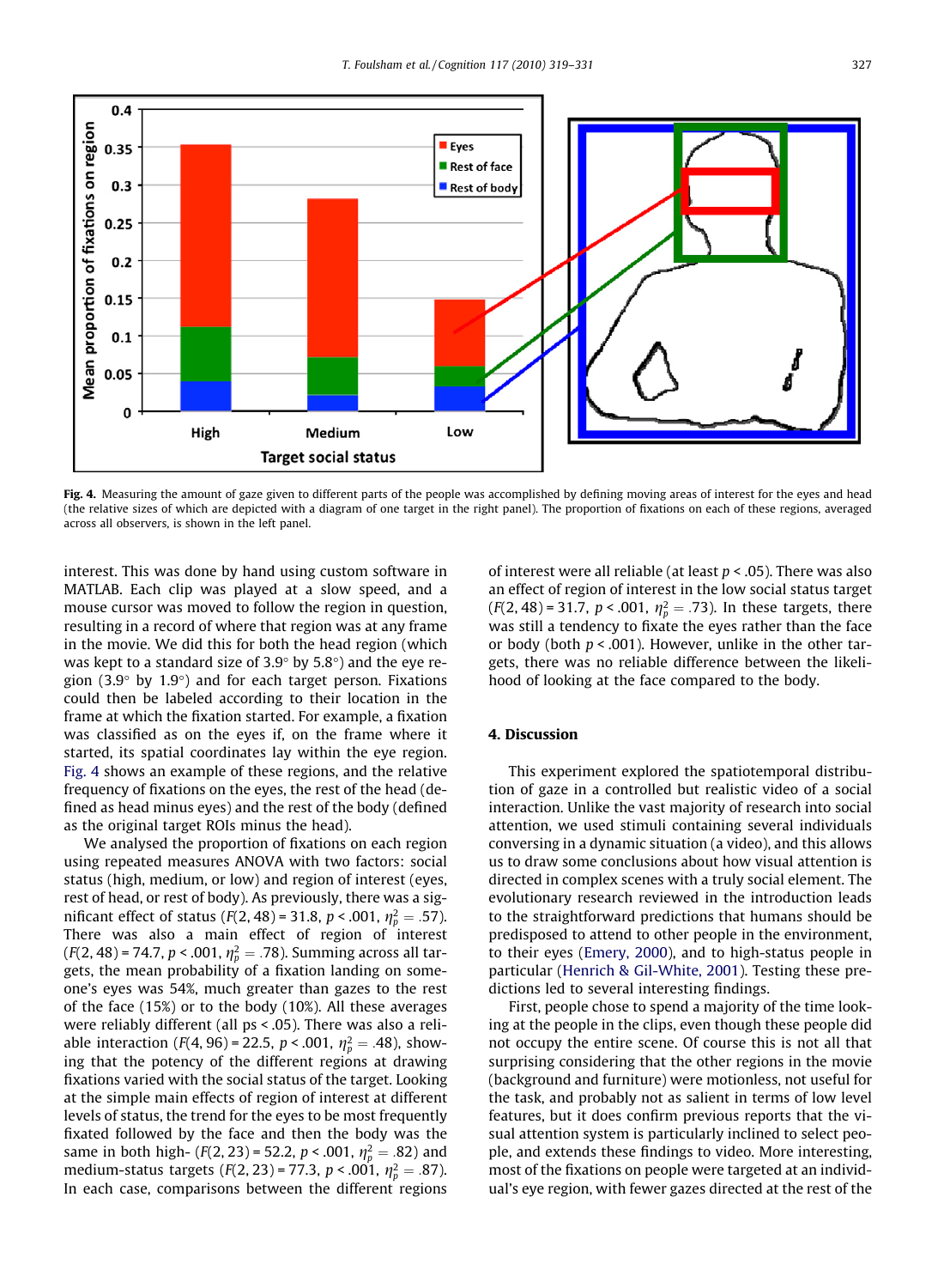Fig. 4. Measuring the amount of gaze given to different parts of the people was accomplished by defining moving areas of interest for the eyes and head (the relative sizes of which are depicted with a diagram of one target in the right panel). The proportion of fixations on each of these regions, averaged across all observers, is shown in the left panel.

interest. This was done by hand using custom software in MATLAB. Each clip was played at a slow speed, and a mouse cursor was moved to follow the region in question, resulting in a record of where that region was at any frame in the movie. We did this for both the head region (which was kept to a standard size of 3.9° by 5.8°) and the eye region (3.9° by 1.9°) and for each target person. Fixations could then be labeled according to their location in the frame at which the fixation started. For example, a fixation was classified as on the eyes if, on the frame where it started, its spatial coordinates lay within the eye region. Fig. 4 shows an example of these regions, and the relative frequency of fixations on the eyes, the rest of the head (defined as head minus eyes) and the rest of the body (defined as the original target ROIs minus the head).

We analysed the proportion of fixations on each region using repeated measures ANOVA with two factors: social status (high, medium, or low) and region of interest (eyes, rest of head, or rest of body). As previously, there was a significant effect of status ($F(2, 48) = 31.8$, $p < .001$, $\eta_p^2 = .57$). There was also a main effect of region of interest ($F(2, 48) = 74.7$, $p < .001$, $\eta_p^2 = .78$). Summing across all targets, the mean probability of a fixation landing on someone's eyes was 54%, much greater than gazes to the rest of the face (15%) or to the body (10%). All these averages were reliably different (all ps < .05). There was also a reliable interaction ($F(4, 96) = 22.5$, $p < .001$, $\eta_p^2 = .48$), showing that the potency of the different regions at drawing fixations varied with the social status of the target. Looking at the simple main effects of region of interest at different levels of status, the trend for the eyes to be most frequently fixated followed by the face and then the body was the same in both high- ($F(2, 23) = 52.2$, $p < .001$, $\eta_p^2 = .82$) and medium-status targets ($F(2, 23) = 77.3$, $p < .001$, $\eta_p^2 = .87$). In each case, comparisons between the different regions of interest were all reliable (at least $p < .05$). There was also an effect of region of interest in the low social status target ($F(2, 48) = 31.7$, $p < .001$, $\eta_p^2 = .73$). In these targets, there was still a tendency to fixate the eyes rather than the face or body (both $p < .001$). However, unlike in the other targets, there was no reliable difference between the likelihood of looking at the face compared to the body.

## 4. Discussion

This experiment explored the spatiotemporal distribution of gaze in a controlled but realistic video of a social interaction. Unlike the vast majority of research into social attention, we used stimuli containing several individuals conversing in a dynamic situation (a video), and this allows us to draw some conclusions about how visual attention is directed in complex scenes with a truly social element. The evolutionary research reviewed in the introduction leads to the straightforward predictions that humans should be predisposed to attend to other people in the environment, to their eyes (Emery, 2000), and to high-status people in particular (Henrich & Gil-White, 2001). Testing these predictions led to several interesting findings.

First, people chose to spend a majority of the time looking at the people in the clips, even though these people did not occupy the entire scene. Of course this is not all that surprising considering that the other regions in the movie (background and furniture) were motionless, not useful for the task, and probably not as salient in terms of low level features, but it does confirm previous reports that the visual attention system is particularly inclined to select people, and extends these findings to video. More interesting, most of the fixations on people were targeted at an individual's eye region, with fewer gazes directed at the rest of the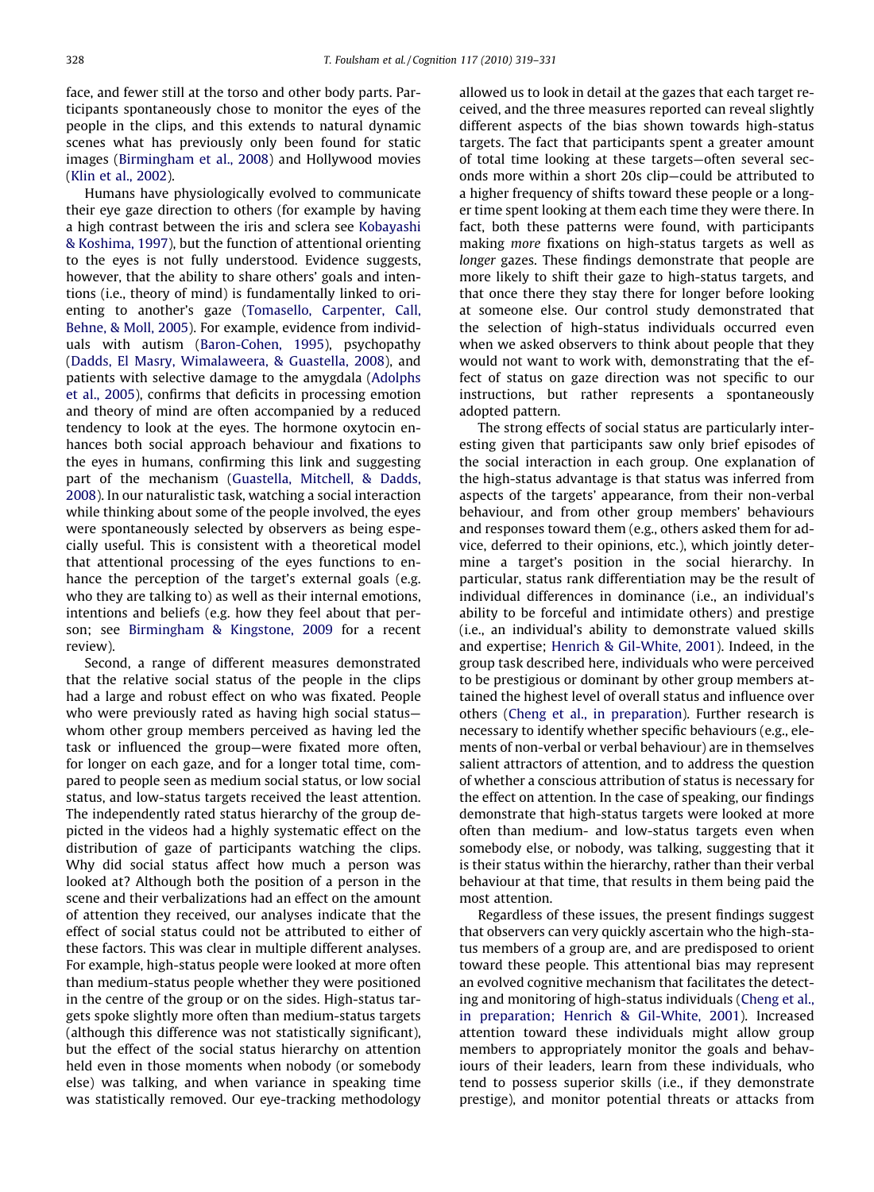face, and fewer still at the torso and other body parts. Participants spontaneously chose to monitor the eyes of the people in the clips, and this extends to natural dynamic scenes what has previously only been found for static images (Birmingham et al., 2008) and Hollywood movies (Klin et al., 2002).

Humans have physiologically evolved to communicate their eye gaze direction to others (for example by having a high contrast between the iris and sclera see Kobayashi & Koshima, 1997), but the function of attentional orienting to the eyes is not fully understood. Evidence suggests, however, that the ability to share others' goals and intentions (i.e., theory of mind) is fundamentally linked to orienting to another's gaze (Tomasello, Carpenter, Call, Behne, & Moll, 2005). For example, evidence from individuals with autism (Baron-Cohen, 1995), psychopathy (Dadds, El Masry, Wimalaweera, & Guastella, 2008), and patients with selective damage to the amygdala (Adolphs et al., 2005), confirms that deficits in processing emotion and theory of mind are often accompanied by a reduced tendency to look at the eyes. The hormone oxytocin enhances both social approach behaviour and fixations to the eyes in humans, confirming this link and suggesting part of the mechanism (Guastella, Mitchell, & Dadds, 2008). In our naturalistic task, watching a social interaction while thinking about some of the people involved, the eyes were spontaneously selected by observers as being especially useful. This is consistent with a theoretical model that attentional processing of the eyes functions to enhance the perception of the target's external goals (e.g. who they are talking to) as well as their internal emotions, intentions and beliefs (e.g. how they feel about that person; see Birmingham & Kingstone, 2009 for a recent review).

Second, a range of different measures demonstrated that the relative social status of the people in the clips had a large and robust effect on who was fixated. People who were previously rated as having high social status—whom other group members perceived as having led the task or influenced the group—were fixated more often, for longer on each gaze, and for a longer total time, compared to people seen as medium social status, or low social status, and low-status targets received the least attention. The independently rated status hierarchy of the group depicted in the videos had a highly systematic effect on the distribution of gaze of participants watching the clips. Why did social status affect how much a person was looked at? Although both the position of a person in the scene and their verbalizations had an effect on the amount of attention they received, our analyses indicate that the effect of social status could not be attributed to either of these factors. This was clear in multiple different analyses. For example, high-status people were looked at more often than medium-status people whether they were positioned in the centre of the group or on the sides. High-status targets spoke slightly more often than medium-status targets (although this difference was not statistically significant), but the effect of the social status hierarchy on attention held even in those moments when nobody (or somebody else) was talking, and when variance in speaking time was statistically removed. Our eye-tracking methodology allowed us to look in detail at the gazes that each target received, and the three measures reported can reveal slightly different aspects of the bias shown towards high-status targets. The fact that participants spent a greater amount of total time looking at these targets—often several seconds more within a short 20s clip—could be attributed to a higher frequency of shifts toward these people or a longer time spent looking at them each time they were there. In fact, both these patterns were found, with participants making *more* fixations on high-status targets as well as *longer* gazes. These findings demonstrate that people are more likely to shift their gaze to high-status targets, and that once there they stay there for longer before looking at someone else. Our control study demonstrated that the selection of high-status individuals occurred even when we asked observers to think about people that they would not want to work with, demonstrating that the effect of status on gaze direction was not specific to our instructions, but rather represents a spontaneously adopted pattern.

The strong effects of social status are particularly interesting given that participants saw only brief episodes of the social interaction in each group. One explanation of the high-status advantage is that status was inferred from aspects of the targets' appearance, from their non-verbal behaviour, and from other group members' behaviours and responses toward them (e.g., others asked them for advice, deferred to their opinions, etc.), which jointly determine a target's position in the social hierarchy. In particular, status rank differentiation may be the result of individual differences in dominance (i.e., an individual's ability to be forceful and intimidate others) and prestige (i.e., an individual's ability to demonstrate valued skills and expertise; Henrich & Gil-White, 2001). Indeed, in the group task described here, individuals who were perceived to be prestigious or dominant by other group members attained the highest level of overall status and influence over others (Cheng et al., in preparation). Further research is necessary to identify whether specific behaviours (e.g., elements of non-verbal or verbal behaviour) are in themselves salient attractors of attention, and to address the question of whether a conscious attribution of status is necessary for the effect on attention. In the case of speaking, our findings demonstrate that high-status targets were looked at more often than medium- and low-status targets even when somebody else, or nobody, was talking, suggesting that it is their status within the hierarchy, rather than their verbal behaviour at that time, that results in them being paid the most attention.

Regardless of these issues, the present findings suggest that observers can very quickly ascertain who the high-status members of a group are, and are predisposed to orient toward these people. This attentional bias may represent an evolved cognitive mechanism that facilitates the detecting and monitoring of high-status individuals (Cheng et al., in preparation; Henrich & Gil-White, 2001). Increased attention toward these individuals might allow group members to appropriately monitor the goals and behaviours of their leaders, learn from these individuals, who tend to possess superior skills (i.e., if they demonstrate prestige), and monitor potential threats or attacks from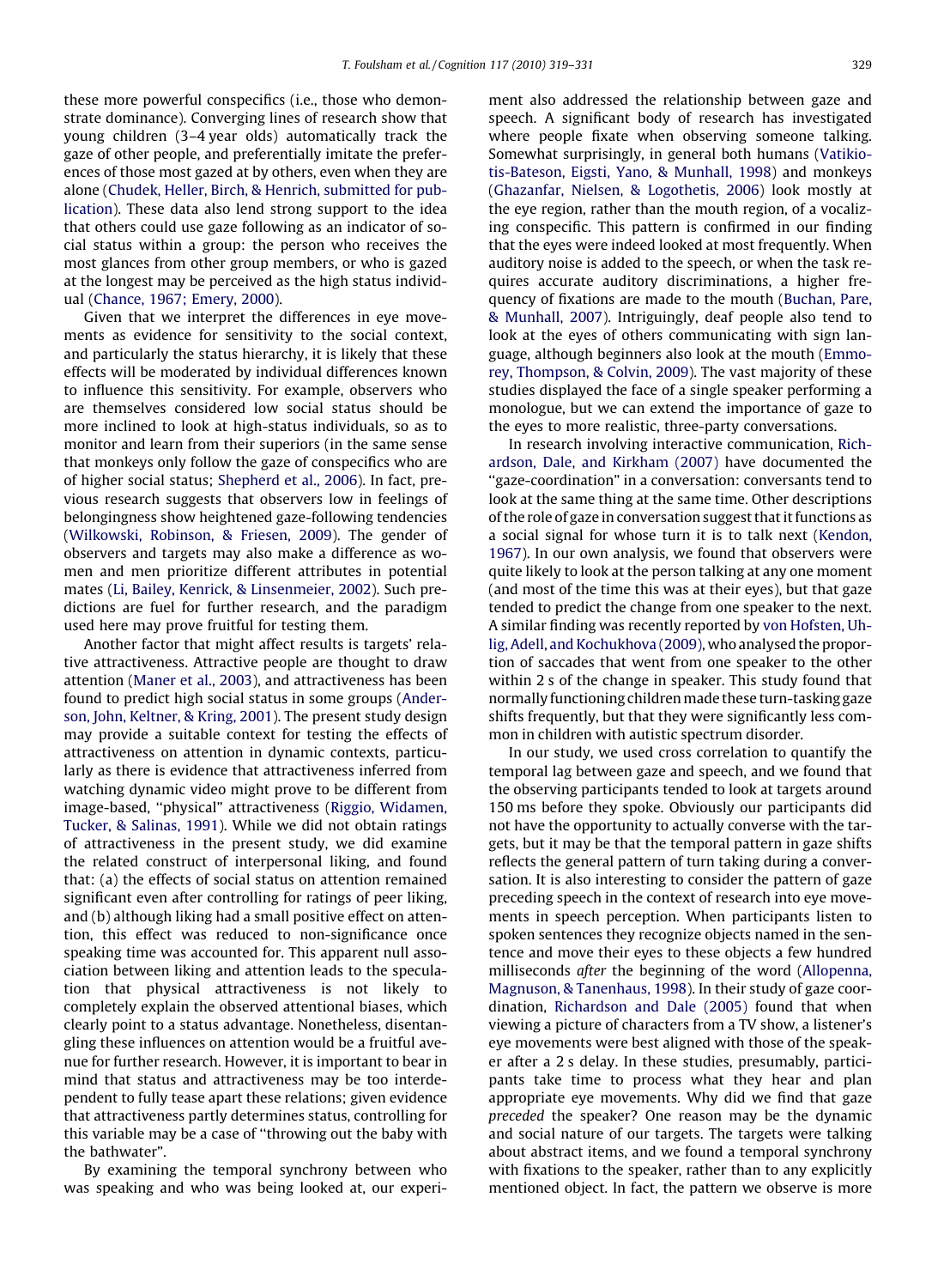these more powerful conspecifics (i.e., those who demonstrate dominance). Converging lines of research show that young children (3–4 year olds) automatically track the gaze of other people, and preferentially imitate the preferences of those most gazed at by others, even when they are alone (Chudek, Heller, Birch, & Henrich, submitted for publication). These data also lend strong support to the idea that others could use gaze following as an indicator of social status within a group: the person who receives the most glances from other group members, or who is gazed at the longest may be perceived as the high status individual (Chance, 1967; Emery, 2000).

Given that we interpret the differences in eye movements as evidence for sensitivity to the social context, and particularly the status hierarchy, it is likely that these effects will be moderated by individual differences known to influence this sensitivity. For example, observers who are themselves considered low social status should be more inclined to look at high-status individuals, so as to monitor and learn from their superiors (in the same sense that monkeys only follow the gaze of conspecifics who are of higher social status; Shepherd et al., 2006). In fact, previous research suggests that observers low in feelings of belongingness show heightened gaze-following tendencies (Wilkowski, Robinson, & Friesen, 2009). The gender of observers and targets may also make a difference as women and men prioritize different attributes in potential mates (Li, Bailey, Kenrick, & Linsenmeier, 2002). Such predictions are fuel for further research, and the paradigm used here may prove fruitful for testing them.

Another factor that might affect results is targets' relative attractiveness. Attractive people are thought to draw attention (Maner et al., 2003), and attractiveness has been found to predict high social status in some groups (Anderson, John, Keltner, & Kring, 2001). The present study design may provide a suitable context for testing the effects of attractiveness on attention in dynamic contexts, particularly as there is evidence that attractiveness inferred from watching dynamic video might prove to be different from image-based, "physical" attractiveness (Riggio, Widamen, Tucker, & Salinas, 1991). While we did not obtain ratings of attractiveness in the present study, we did examine the related construct of interpersonal liking, and found that: (a) the effects of social status on attention remained significant even after controlling for ratings of peer liking, and (b) although liking had a small positive effect on attention, this effect was reduced to non-significance once speaking time was accounted for. This apparent null association between liking and attention leads to the speculation that physical attractiveness is not likely to completely explain the observed attentional biases, which clearly point to a status advantage. Nonetheless, disentangling these influences on attention would be a fruitful avenue for further research. However, it is important to bear in mind that status and attractiveness may be too interdependent to fully tease apart these relations; given evidence that attractiveness partly determines status, controlling for this variable may be a case of "throwing out the baby with the bathwater".

By examining the temporal synchrony between who was speaking and who was being looked at, our experiment also addressed the relationship between gaze and speech. A significant body of research has investigated where people fixate when observing someone talking. Somewhat surprisingly, in general both humans (Vatikiotis-Bateson, Eigsti, Yano, & Munhall, 1998) and monkeys (Ghazanfar, Nielsen, & Logothetis, 2006) look mostly at the eye region, rather than the mouth region, of a vocalizing conspecific. This pattern is confirmed in our finding that the eyes were indeed looked at most frequently. When auditory noise is added to the speech, or when the task requires accurate auditory discriminations, a higher frequency of fixations are made to the mouth (Buchan, Pare, & Munhall, 2007). Intriguingly, deaf people also tend to look at the eyes of others communicating with sign language, although beginners also look at the mouth (Emmorey, Thompson, & Colvin, 2009). The vast majority of these studies displayed the face of a single speaker performing a monologue, but we can extend the importance of gaze to the eyes to more realistic, three-party conversations.

In research involving interactive communication, Richardson, Dale, and Kirkham (2007) have documented the "gaze-coordination" in a conversation: conversants tend to look at the same thing at the same time. Other descriptions of the role of gaze in conversation suggest that it functions as a social signal for whose turn it is to talk next (Kendon, 1967). In our own analysis, we found that observers were quite likely to look at the person talking at any one moment (and most of the time this was at their eyes), but that gaze tended to predict the change from one speaker to the next. A similar finding was recently reported by von Hofsten, Uhlig, Adell, and Kochukhova (2009), who analysed the proportion of saccades that went from one speaker to the other within 2 s of the change in speaker. This study found that normally functioning children made these turn-tasking gaze shifts frequently, but that they were significantly less common in children with autistic spectrum disorder.

In our study, we used cross correlation to quantify the temporal lag between gaze and speech, and we found that the observing participants tended to look at targets around 150 ms before they spoke. Obviously our participants did not have the opportunity to actually converse with the targets, but it may be that the temporal pattern in gaze shifts reflects the general pattern of turn taking during a conversation. It is also interesting to consider the pattern of gaze preceding speech in the context of research into eye movements in speech perception. When participants listen to spoken sentences they recognize objects named in the sentence and move their eyes to these objects a few hundred milliseconds *after* the beginning of the word (Allopenna, Magnuson, & Tanenhaus, 1998). In their study of gaze coordination, Richardson and Dale (2005) found that when viewing a picture of characters from a TV show, a listener's eye movements were best aligned with those of the speaker after a 2 s delay. In these studies, presumably, participants take time to process what they hear and plan appropriate eye movements. Why did we find that gaze *preceded* the speaker? One reason may be the dynamic and social nature of our targets. The targets were talking about abstract items, and we found a temporal synchrony with fixations to the speaker, rather than to any explicitly mentioned object. In fact, the pattern we observe is more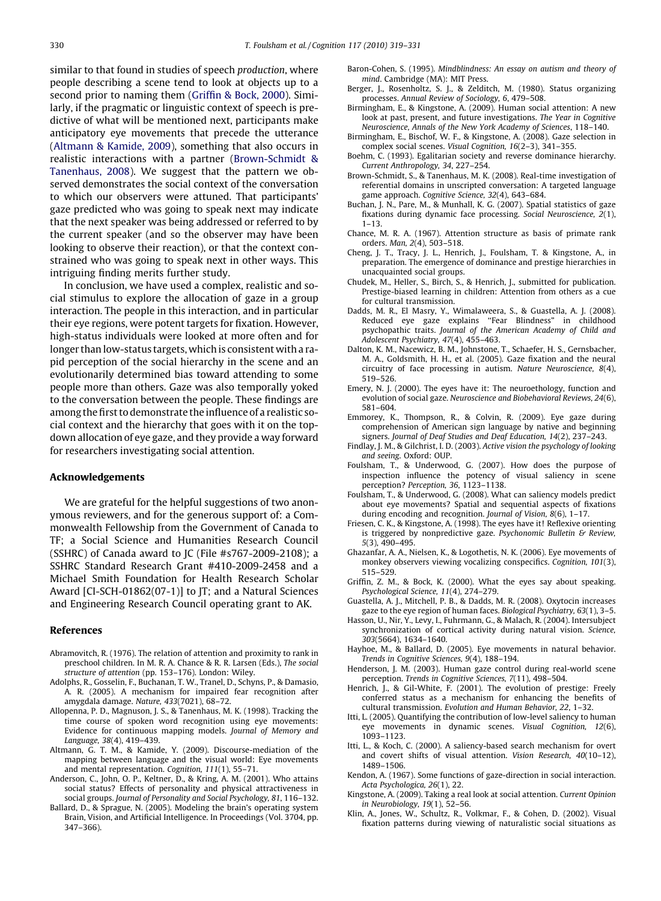similar to that found in studies of speech *production*, where people describing a scene tend to look at objects up to a second prior to naming them (Griffin & Bock, 2000). Similarly, if the pragmatic or linguistic context of speech is predictive of what will be mentioned next, participants make anticipatory eye movements that precede the utterance (Altmann & Kamide, 2009), something that also occurs in realistic interactions with a partner (Brown-Schmidt & Tanenhaus, 2008). We suggest that the pattern we observed demonstrates the social context of the conversation to which our observers were attuned. That participants' gaze predicted who was going to speak next may indicate that the next speaker was being addressed or referred to by the current speaker (and so the observer may have been looking to observe their reaction), or that the context constrained who was going to speak next in other ways. This intriguing finding merits further study.

In conclusion, we have used a complex, realistic and social stimulus to explore the allocation of gaze in a group interaction. The people in this interaction, and in particular their eye regions, were potent targets for fixation. However, high-status individuals were looked at more often and for longer than low-status targets, which is consistent with a rapid perception of the social hierarchy in the scene and an evolutionarily determined bias toward attending to some people more than others. Gaze was also temporally yoked to the conversation between the people. These findings are among the first to demonstrate the influence of a realistic social context and the hierarchy that goes with it on the top-down allocation of eye gaze, and they provide a way forward for researchers investigating social attention.

## Acknowledgements

We are grateful for the helpful suggestions of two anonymous reviewers, and for the generous support of: a Commonwealth Fellowship from the Government of Canada to TF; a Social Science and Humanities Research Council (SSHRC) of Canada award to JC (File #s767-2009-2108); a SSHRC Standard Research Grant #410-2009-2458 and a Michael Smith Foundation for Health Research Scholar Award [CI-SCH-01862(07-1)] to JT; and a Natural Sciences and Engineering Research Council operating grant to AK.

## References

Abramovitch, R. (1976). The relation of attention and proximity to rank in preschool children. In M. R. A. Chance & R. R. Larsen (Eds.), *The social structure of attention* (pp. 153–176). London: Wiley.

Adolphs, R., Gosselin, F., Buchanan, T. W., Tranel, D., Schyns, P., & Damasio, A. R. (2005). A mechanism for impaired fear recognition after amygdala damage. *Nature, 433*(7021), 68–72.

Allopenna, P. D., Magnuson, J. S., & Tanenhaus, M. K. (1998). Tracking the time course of spoken word recognition using eye movements: Evidence for continuous mapping models. *Journal of Memory and Language, 38*(4), 419–439.

Altmann, G. T. M., & Kamide, Y. (2009). Discourse-mediation of the mapping between language and the visual world: Eye movements and mental representation. *Cognition, 111*(1), 55–71.

Anderson, C., John, O. P., Keltner, D., & Kring, A. M. (2001). Who attains social status? Effects of personality and physical attractiveness in social groups. *Journal of Personality and Social Psychology, 81*, 116–132.

Ballard, D., & Sprague, N. (2005). Modeling the brain's operating system Brain, Vision, and Artificial Intelligence. In Proceedings (Vol. 3704, pp. 347–366).

Baron-Cohen, S. (1995). *Mindblindness: An essay on autism and theory of mind*. Cambridge (MA): MIT Press.

Berger, J., Rosenholtz, S. J., & Zelditch, M. (1980). Status organizing processes. *Annual Review of Sociology, 6*, 479–508.

Birmingham, E., & Kingstone, A. (2009). Human social attention: A new look at past, present, and future investigations. *The Year in Cognitive Neuroscience, Annals of the New York Academy of Sciences*, 118–140.

Birmingham, E., Bischof, W. F., & Kingstone, A. (2008). Gaze selection in complex social scenes. *Visual Cognition, 16*(2–3), 341–355.

Boehm, C. (1993). Egalitarian society and reverse dominance hierarchy. *Current Anthropology, 34*, 227–254.

Brown-Schmidt, S., & Tanenhaus, M. K. (2008). Real-time investigation of referential domains in unscripted conversation: A targeted language game approach. *Cognitive Science, 32*(4), 643–684.

Buchan, J. N., Pare, M., & Munhall, K. G. (2007). Spatial statistics of gaze fixations during dynamic face processing. *Social Neuroscience, 2*(1), 1–13.

Chance, M. R. A. (1967). Attention structure as basis of primate rank orders. *Man, 2*(4), 503–518.

Cheng, J. T., Tracy, J. L., Henrich, J., Foulsham, T. & Kingstone, A., in preparation. The emergence of dominance and prestige hierarchies in unacquainted social groups.

Chudek, M., Heller, S., Birch, S., & Henrich, J., submitted for publication. Prestige-biased learning in children: Attention from others as a cue for cultural transmission.

Dadds, M. R., El Masry, Y., Wimalaweera, S., & Guastella, A. J. (2008). Reduced eye gaze explains "Fear Blindness" in childhood psychopathic traits. *Journal of the American Academy of Child and Adolescent Psychiatry, 47*(4), 455–463.

Dalton, K. M., Nacewicz, B. M., Johnstone, T., Schaefer, H. S., Gernsbacher, M. A., Goldsmith, H. H., et al. (2005). Gaze fixation and the neural circuitry of face processing in autism. *Nature Neuroscience, 8*(4), 519–526.

Emery, N. J. (2000). The eyes have it: The neuroethology, function and evolution of social gaze. *Neuroscience and Biobehavioral Reviews, 24*(6), 581–604.

Emmorey, K., Thompson, R., & Colvin, R. (2009). Eye gaze during comprehension of American sign language by native and beginning signers. *Journal of Deaf Studies and Deaf Education, 14*(2), 237–243.

Findlay, J. M., & Gilchrist, I. D. (2003). *Active vision the psychology of looking and seeing*. Oxford: OUP.

Foulsham, T., & Underwood, G. (2007). How does the purpose of inspection influence the potency of visual saliency in scene perception? *Perception, 36*, 1123–1138.

Foulsham, T., & Underwood, G. (2008). What can saliency models predict about eye movements? Spatial and sequential aspects of fixations during encoding and recognition. *Journal of Vision, 8*(6), 1–17.

Friesen, C. K., & Kingstone, A. (1998). The eyes have it! Reflexive orienting is triggered by nonpredictive gaze. *Psychonomic Bulletin & Review, 5*(3), 490–495.

Ghazanfar, A. A., Nielsen, K., & Logothetis, N. K. (2006). Eye movements of monkey observers viewing vocalizing conspecifics. *Cognition, 101*(3), 515–529.

Griffin, Z. M., & Bock, K. (2000). What the eyes say about speaking. *Psychological Science, 11*(4), 274–279.

Guastella, A. J., Mitchell, P. B., & Dadds, M. R. (2008). Oxytocin increases gaze to the eye region of human faces. *Biological Psychiatry, 63*(1), 3–5.

Hasson, U., Nir, Y., Levy, I., Fuhrmann, G., & Malach, R. (2004). Intersubject synchronization of cortical activity during natural vision. *Science, 303*(5664), 1634–1640.

Hayhoe, M., & Ballard, D. (2005). Eye movements in natural behavior. *Trends in Cognitive Sciences, 9*(4), 188–194.

Henderson, J. M. (2003). Human gaze control during real-world scene perception. *Trends in Cognitive Sciences, 7*(11), 498–504.

Henrich, J., & Gil-White, F. (2001). The evolution of prestige: Freely conferred status as a mechanism for enhancing the benefits of cultural transmission. *Evolution and Human Behavior, 22*, 1–32.

Itti, L. (2005). Quantifying the contribution of low-level saliency to human eye movements in dynamic scenes. *Visual Cognition, 12*(6), 1093–1123.

Itti, L., & Koch, C. (2000). A saliency-based search mechanism for overt and covert shifts of visual attention. *Vision Research, 40*(10–12), 1489–1506.

Kendon, A. (1967). Some functions of gaze-direction in social interaction. *Acta Psychologica, 26*(1), 22.

Kingstone, A. (2009). Taking a real look at social attention. *Current Opinion in Neurobiology, 19*(1), 52–56.

Klin, A., Jones, W., Schultz, R., Volkmar, F., & Cohen, D. (2002). Visual fixation patterns during viewing of naturalistic social situations as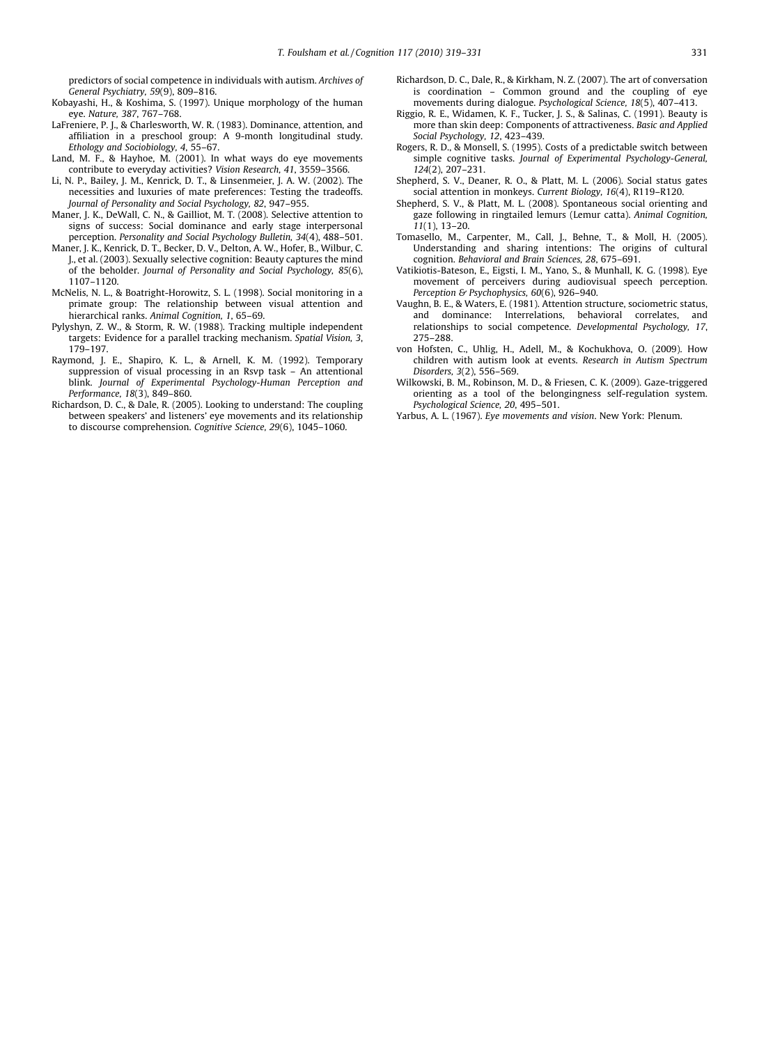predictors of social competence in individuals with autism. *Archives of General Psychiatry, 59*(9), 809–816.

Kobayashi, H., & Koshima, S. (1997). Unique morphology of the human eye. *Nature, 387*, 767–768.

LaFreniere, P. J., & Charlesworth, W. R. (1983). Dominance, attention, and affiliation in a preschool group: A 9-month longitudinal study. *Ethology and Sociobiology, 4*, 55–67.

Land, M. F., & Hayhoe, M. (2001). In what ways do eye movements contribute to everyday activities? *Vision Research, 41*, 3559–3566.

Li, N. P., Bailey, J. M., Kenrick, D. T., & Linsenmeier, J. A. W. (2002). The necessities and luxuries of mate preferences: Testing the tradeoffs. *Journal of Personality and Social Psychology, 82*, 947–955.

Maner, J. K., DeWall, C. N., & Gailliot, M. T. (2008). Selective attention to signs of success: Social dominance and early stage interpersonal perception. *Personality and Social Psychology Bulletin, 34*(4), 488–501.

Maner, J. K., Kenrick, D. T., Becker, D. V., Delton, A. W., Hofer, B., Wilbur, C. J., et al. (2003). Sexually selective cognition: Beauty captures the mind of the beholder. *Journal of Personality and Social Psychology, 85*(6), 1107–1120.

McNelis, N. L., & Boatright-Horowitz, S. L. (1998). Social monitoring in a primate group: The relationship between visual attention and hierarchical ranks. *Animal Cognition, 1*, 65–69.

Pylyshyn, Z. W., & Storm, R. W. (1988). Tracking multiple independent targets: Evidence for a parallel tracking mechanism. *Spatial Vision, 3*, 179–197.

Raymond, J. E., Shapiro, K. L., & Arnell, K. M. (1992). Temporary suppression of visual processing in an Rsvp task – An attentional blink. *Journal of Experimental Psychology-Human Perception and Performance, 18*(3), 849–860.

Richardson, D. C., & Dale, R. (2005). Looking to understand: The coupling between speakers' and listeners' eye movements and its relationship to discourse comprehension. *Cognitive Science, 29*(6), 1045–1060.

Richardson, D. C., Dale, R., & Kirkham, N. Z. (2007). The art of conversation is coordination – Common ground and the coupling of eye movements during dialogue. *Psychological Science, 18*(5), 407–413.

Riggio, R. E., Widamen, K. F., Tucker, J. S., & Salinas, C. (1991). Beauty is more than skin deep: Components of attractiveness. *Basic and Applied Social Psychology, 12*, 423–439.

Rogers, R. D., & Monsell, S. (1995). Costs of a predictable switch between simple cognitive tasks. *Journal of Experimental Psychology-General, 124*(2), 207–231.

Shepherd, S. V., Deaner, R. O., & Platt, M. L. (2006). Social status gates social attention in monkeys. *Current Biology, 16*(4), R119–R120.

Shepherd, S. V., & Platt, M. L. (2008). Spontaneous social orienting and gaze following in ringtailed lemurs (Lemur catta). *Animal Cognition, 11*(1), 13–20.

Tomasello, M., Carpenter, M., Call, J., Behne, T., & Moll, H. (2005). Understanding and sharing intentions: The origins of cultural cognition. *Behavioral and Brain Sciences, 28*, 675–691.

Vatikiotis-Bateson, E., Eigsti, I. M., Yano, S., & Munhall, K. G. (1998). Eye movement of perceivers during audiovisual speech perception. *Perception & Psychophysics, 60*(6), 926–940.

Vaughn, B. E., & Waters, E. (1981). Attention structure, sociometric status, and dominance: Interrelations, behavioral correlates, and relationships to social competence. *Developmental Psychology, 17*, 275–288.

von Hofsten, C., Uhlig, H., Adell, M., & Kochukhova, O. (2009). How children with autism look at events. *Research in Autism Spectrum Disorders, 3*(2), 556–569.

Wilkowski, B. M., Robinson, M. D., & Friesen, C. K. (2009). Gaze-triggered orienting as a tool of the belongingness self-regulation system. *Psychological Science, 20*, 495–501.

Yarbus, A. L. (1967). *Eye movements and vision*. New York: Plenum.